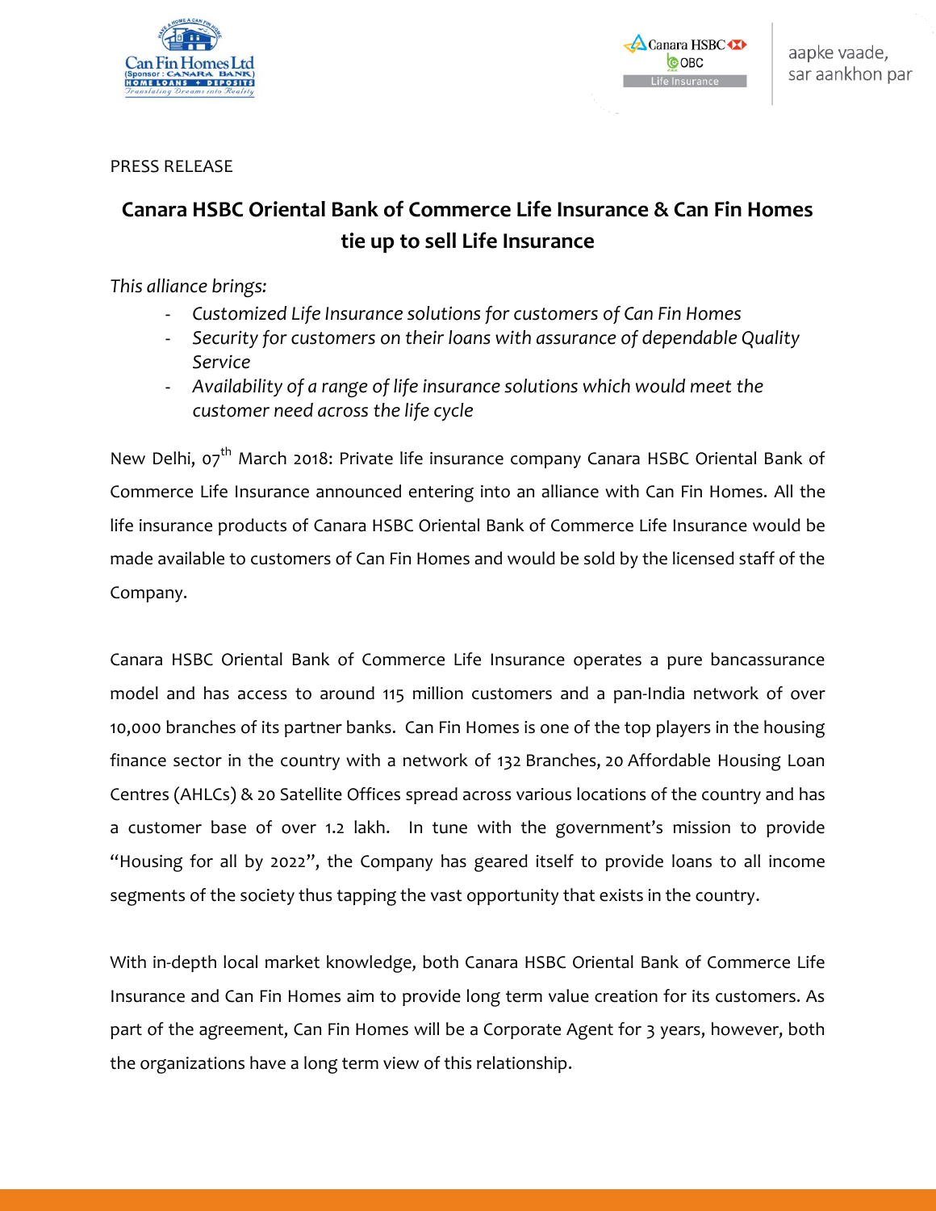PRESS RELEASE

# Canara HSBC Oriental Bank of Commerce Life Insurance & Can Fin Homes tie up to sell Life Insurance

*This alliance brings:*

- *Customized Life Insurance solutions for customers of Can Fin Homes*
- *Security for customers on their loans with assurance of dependable Quality Service*
- *Availability of a range of life insurance solutions which would meet the customer need across the life cycle*

New Delhi, 07th March 2018: Private life insurance company Canara HSBC Oriental Bank of Commerce Life Insurance announced entering into an alliance with Can Fin Homes. All the life insurance products of Canara HSBC Oriental Bank of Commerce Life Insurance would be made available to customers of Can Fin Homes and would be sold by the licensed staff of the Company.

Canara HSBC Oriental Bank of Commerce Life Insurance operates a pure bancassurance model and has access to around 115 million customers and a pan-India network of over 10,000 branches of its partner banks. Can Fin Homes is one of the top players in the housing finance sector in the country with a network of 132 Branches, 20 Affordable Housing Loan Centres (AHLCs) & 20 Satellite Offices spread across various locations of the country and has a customer base of over 1.2 lakh. In tune with the government's mission to provide "Housing for all by 2022", the Company has geared itself to provide loans to all income segments of the society thus tapping the vast opportunity that exists in the country.

With in-depth local market knowledge, both Canara HSBC Oriental Bank of Commerce Life Insurance and Can Fin Homes aim to provide long term value creation for its customers. As part of the agreement, Can Fin Homes will be a Corporate Agent for 3 years, however, both the organizations have a long term view of this relationship.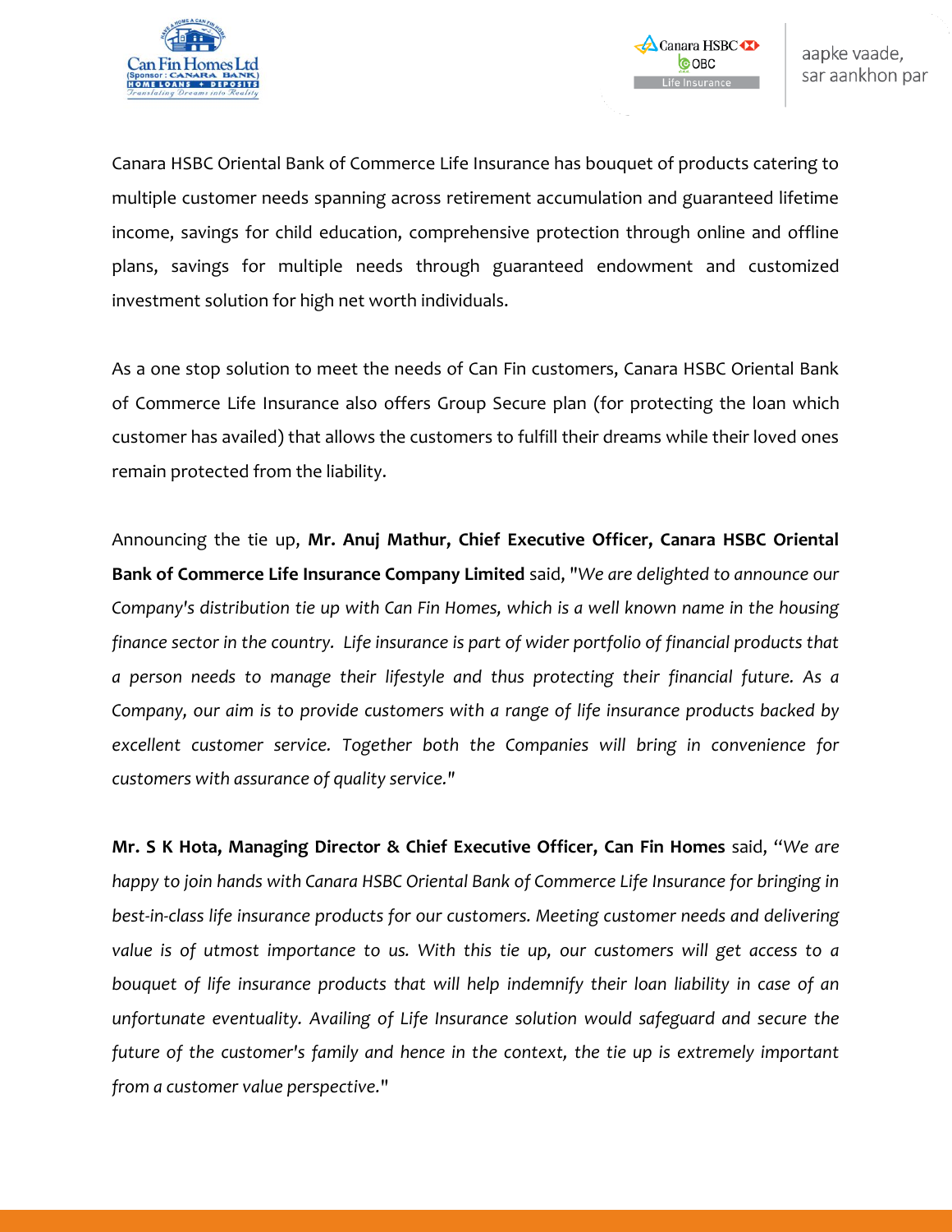Canara HSBC Oriental Bank of Commerce Life Insurance has bouquet of products catering to multiple customer needs spanning across retirement accumulation and guaranteed lifetime income, savings for child education, comprehensive protection through online and offline plans, savings for multiple needs through guaranteed endowment and customized investment solution for high net worth individuals.

As a one stop solution to meet the needs of Can Fin customers, Canara HSBC Oriental Bank of Commerce Life Insurance also offers Group Secure plan (for protecting the loan which customer has availed) that allows the customers to fulfill their dreams while their loved ones remain protected from the liability.

Announcing the tie up, **Mr. Anuj Mathur, Chief Executive Officer, Canara HSBC Oriental Bank of Commerce Life Insurance Company Limited** said, "*We are delighted to announce our Company's distribution tie up with Can Fin Homes, which is a well known name in the housing finance sector in the country. Life insurance is part of wider portfolio of financial products that a person needs to manage their lifestyle and thus protecting their financial future. As a Company, our aim is to provide customers with a range of life insurance products backed by excellent customer service. Together both the Companies will bring in convenience for customers with assurance of quality service.*"

**Mr. S K Hota, Managing Director & Chief Executive Officer, Can Fin Homes** said, "*We are happy to join hands with Canara HSBC Oriental Bank of Commerce Life Insurance for bringing in best-in-class life insurance products for our customers. Meeting customer needs and delivering value is of utmost importance to us. With this tie up, our customers will get access to a bouquet of life insurance products that will help indemnify their loan liability in case of an unfortunate eventuality. Availing of Life Insurance solution would safeguard and secure the future of the customer's family and hence in the context, the tie up is extremely important from a customer value perspective.*"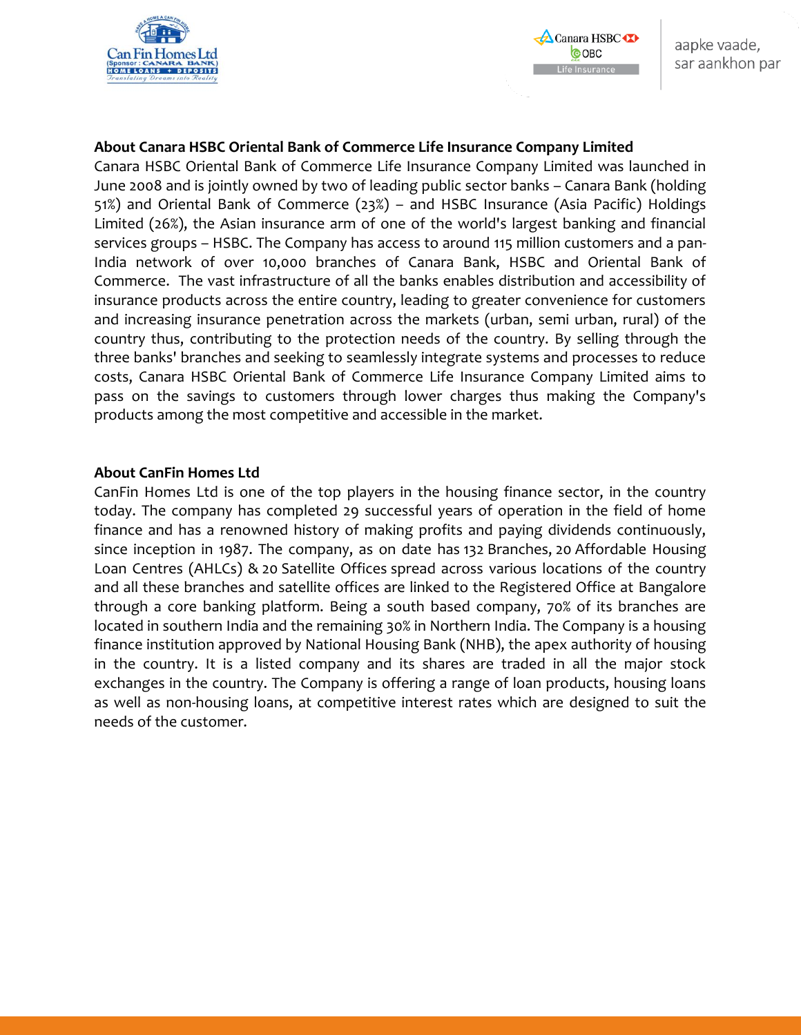## About Canara HSBC Oriental Bank of Commerce Life Insurance Company Limited

Canara HSBC Oriental Bank of Commerce Life Insurance Company Limited was launched in June 2008 and is jointly owned by two of leading public sector banks – Canara Bank (holding 51%) and Oriental Bank of Commerce (23%) – and HSBC Insurance (Asia Pacific) Holdings Limited (26%), the Asian insurance arm of one of the world's largest banking and financial services groups – HSBC. The Company has access to around 115 million customers and a pan-India network of over 10,000 branches of Canara Bank, HSBC and Oriental Bank of Commerce. The vast infrastructure of all the banks enables distribution and accessibility of insurance products across the entire country, leading to greater convenience for customers and increasing insurance penetration across the markets (urban, semi urban, rural) of the country thus, contributing to the protection needs of the country. By selling through the three banks' branches and seeking to seamlessly integrate systems and processes to reduce costs, Canara HSBC Oriental Bank of Commerce Life Insurance Company Limited aims to pass on the savings to customers through lower charges thus making the Company's products among the most competitive and accessible in the market.

## About CanFin Homes Ltd

CanFin Homes Ltd is one of the top players in the housing finance sector, in the country today. The company has completed 29 successful years of operation in the field of home finance and has a renowned history of making profits and paying dividends continuously, since inception in 1987. The company, as on date has 132 Branches, 20 Affordable Housing Loan Centres (AHLCs) & 20 Satellite Offices spread across various locations of the country and all these branches and satellite offices are linked to the Registered Office at Bangalore through a core banking platform. Being a south based company, 70% of its branches are located in southern India and the remaining 30% in Northern India. The Company is a housing finance institution approved by National Housing Bank (NHB), the apex authority of housing in the country. It is a listed company and its shares are traded in all the major stock exchanges in the country. The Company is offering a range of loan products, housing loans as well as non-housing loans, at competitive interest rates which are designed to suit the needs of the customer.